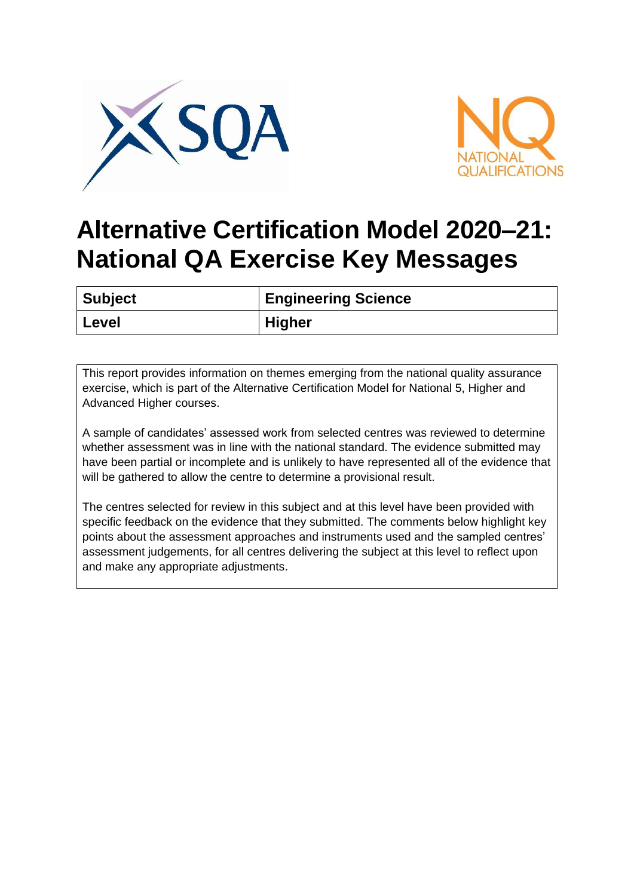# Alternative Certification Model 2020–21: National QA Exercise Key Messages

| Subject | Engineering Science |
|---|---|
| Level | Higher |

This report provides information on themes emerging from the national quality assurance exercise, which is part of the Alternative Certification Model for National 5, Higher and Advanced Higher courses.

A sample of candidates' assessed work from selected centres was reviewed to determine whether assessment was in line with the national standard. The evidence submitted may have been partial or incomplete and is unlikely to have represented all of the evidence that will be gathered to allow the centre to determine a provisional result.

The centres selected for review in this subject and at this level have been provided with specific feedback on the evidence that they submitted. The comments below highlight key points about the assessment approaches and instruments used and the sampled centres' assessment judgements, for all centres delivering the subject at this level to reflect upon and make any appropriate adjustments.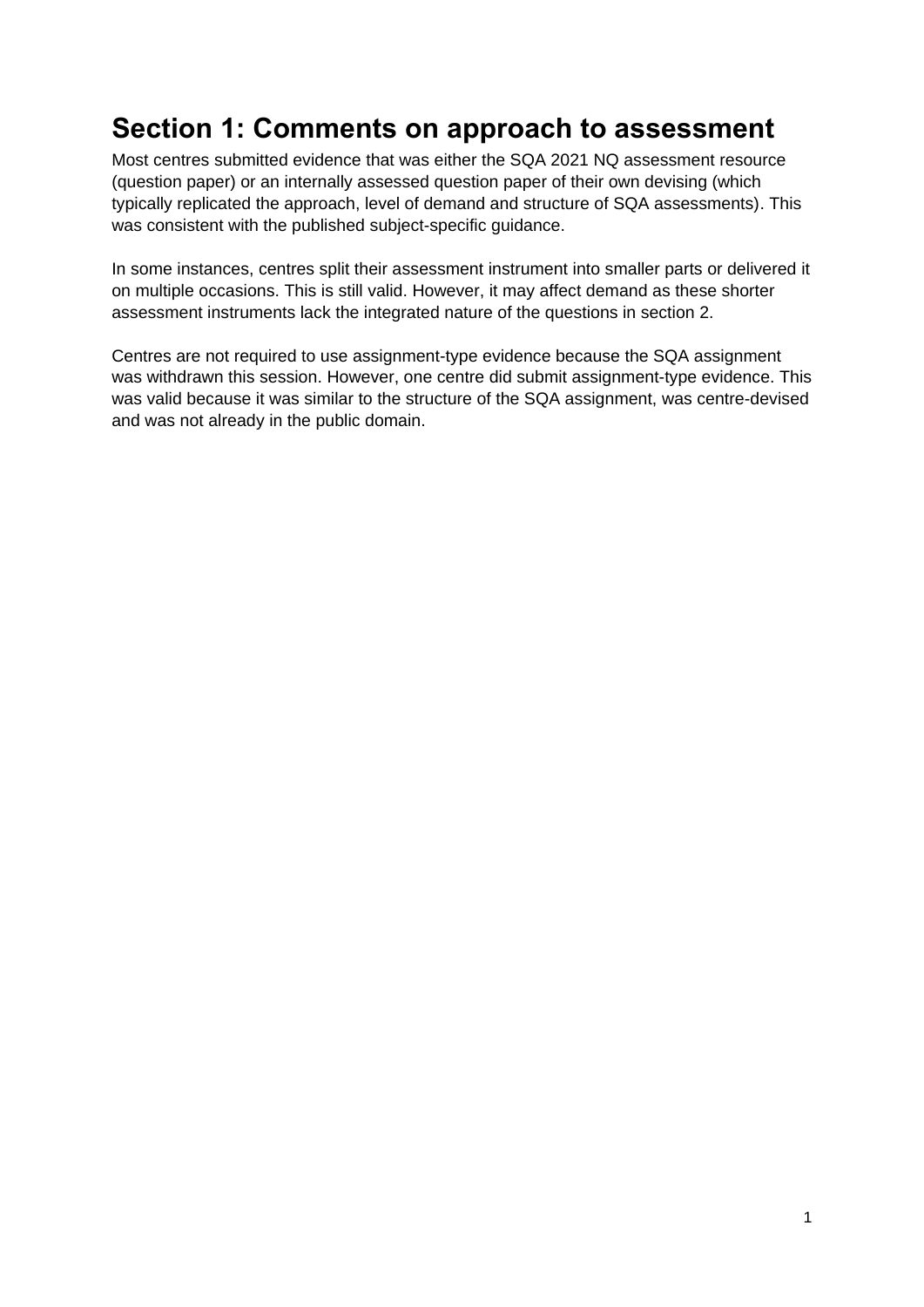# Section 1: Comments on approach to assessment

Most centres submitted evidence that was either the SQA 2021 NQ assessment resource (question paper) or an internally assessed question paper of their own devising (which typically replicated the approach, level of demand and structure of SQA assessments). This was consistent with the published subject-specific guidance.

In some instances, centres split their assessment instrument into smaller parts or delivered it on multiple occasions. This is still valid. However, it may affect demand as these shorter assessment instruments lack the integrated nature of the questions in section 2.

Centres are not required to use assignment-type evidence because the SQA assignment was withdrawn this session. However, one centre did submit assignment-type evidence. This was valid because it was similar to the structure of the SQA assignment, was centre-devised and was not already in the public domain.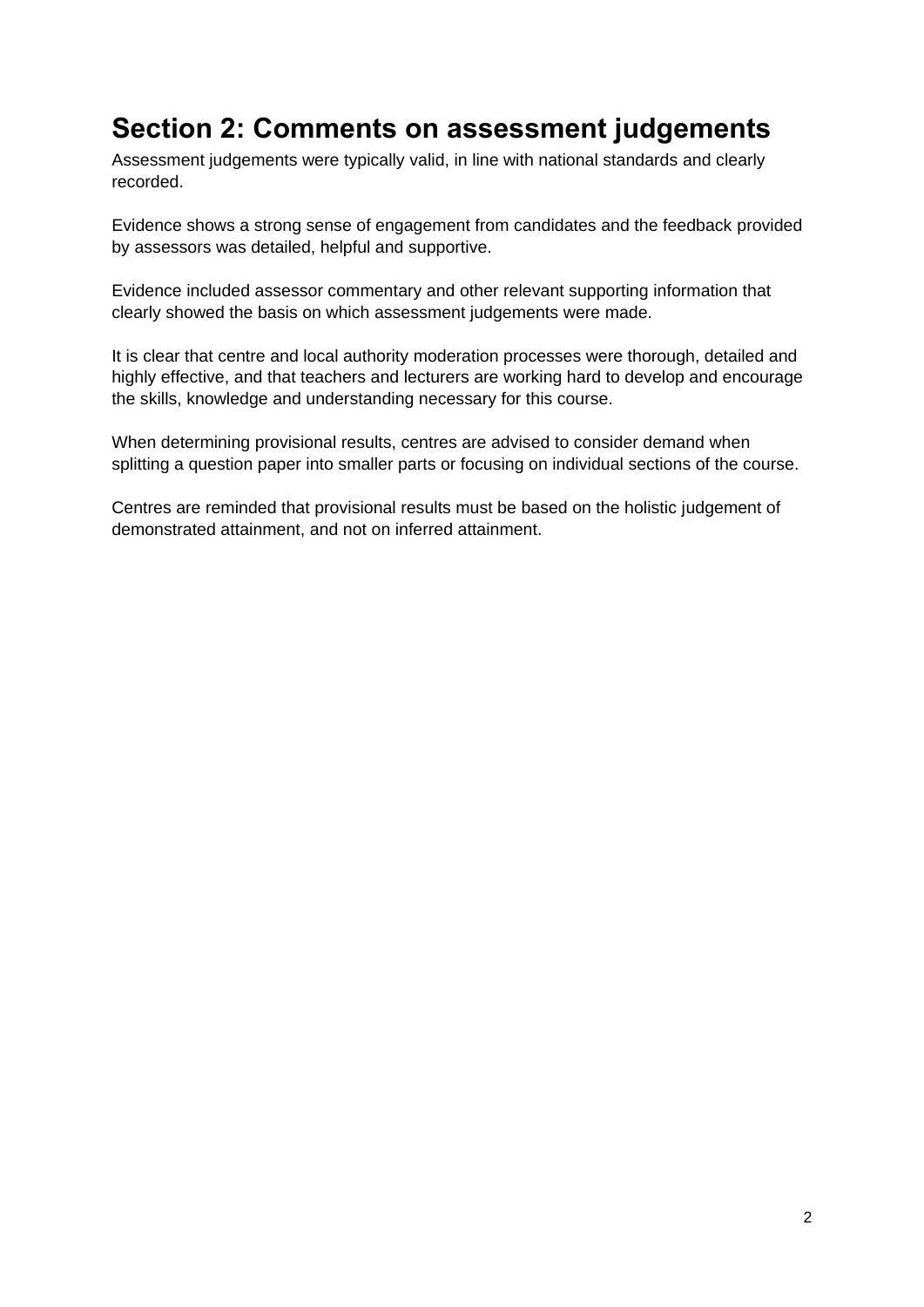# Section 2: Comments on assessment judgements

Assessment judgements were typically valid, in line with national standards and clearly recorded.

Evidence shows a strong sense of engagement from candidates and the feedback provided by assessors was detailed, helpful and supportive.

Evidence included assessor commentary and other relevant supporting information that clearly showed the basis on which assessment judgements were made.

It is clear that centre and local authority moderation processes were thorough, detailed and highly effective, and that teachers and lecturers are working hard to develop and encourage the skills, knowledge and understanding necessary for this course.

When determining provisional results, centres are advised to consider demand when splitting a question paper into smaller parts or focusing on individual sections of the course.

Centres are reminded that provisional results must be based on the holistic judgement of demonstrated attainment, and not on inferred attainment.